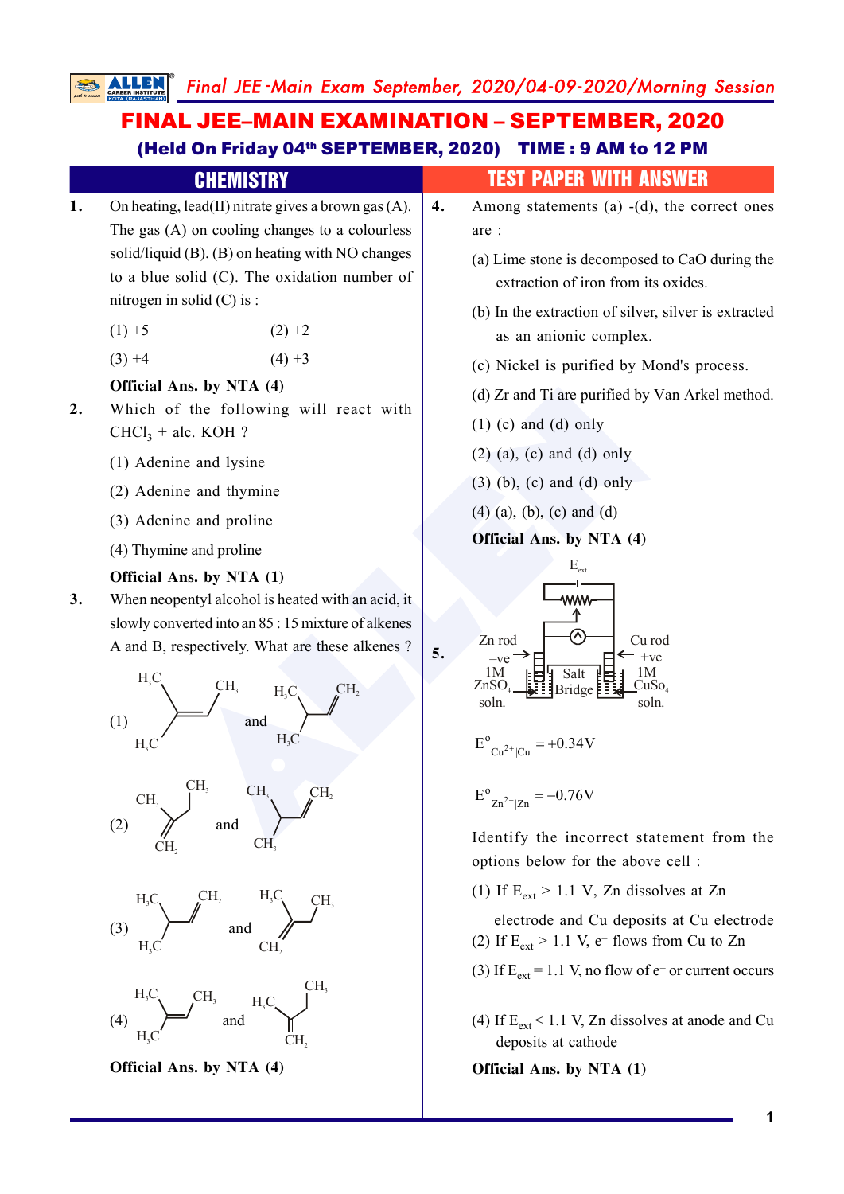# FINAL JEE–MAIN EXAMINATION – SEPTEMBER, 2020

**(Held On Friday 04th SEPTEMBER, 2020) TIME : 9 AM to 12 PM**

## CHEMISTRY — TEST PAPER WITH ANSWER

**1.** On heating, lead(II) nitrate gives a brown gas (A). The gas (A) on cooling changes to a colourless solid/liquid (B). (B) on heating with NO changes to a blue solid (C). The oxidation number of nitrogen in solid (C) is :

(1) +5 (2) +2

(3) +4 (4) +3

**Official Ans. by NTA (4)**

**2.** Which of the following will react with $CHCl_3$ + alc. KOH ?

(1) Adenine and lysine

(2) Adenine and thymine

(3) Adenine and proline

(4) Thymine and proline

**Official Ans. by NTA (1)**

**3.** When neopentyl alcohol is heated with an acid, it slowly converted into an 85 : 15 mixture of alkenes A and B, respectively. What are these alkenes ?

(1) $(H_3C)_2C=CH-CH_3$ and $(H_3C)_2CH-CH=CH_2$

(2) $CH_2=C(CH_3)-CH_2CH_3$ and $CH_3-CH(CH_3)-CH=CH_2$

(3) $(H_3C)_2CH-CH=CH_2$ and $H_3C-C(=CH_2)-CH_2CH_3$

(4) $(H_3C)_2C=CH-CH_3$ and $H_3C-CH_2-C(=CH_2)-CH_3$

**Official Ans. by NTA (4)**

**4.** Among statements (a) -(d), the correct ones are :

(a) Lime stone is decomposed to CaO during the extraction of iron from its oxides.

(b) In the extraction of silver, silver is extracted as an anionic complex.

(c) Nickel is purified by Mond's process.

(d) Zr and Ti are purified by Van Arkel method.

(1) (c) and (d) only

(2) (a), (c) and (d) only

(3) (b), (c) and (d) only

(4) (a), (b), (c) and (d)

**Official Ans. by NTA (4)**

**5.** [Figure: Cell with Zn rod (–ve) in 1M $ZnSO_4$ soln. and Cu rod (+ve) in 1M $CuSO_4$ soln., connected by salt bridge, with external source $E_{ext}$]

$E^o_{Cu^{2+}|Cu} = +0.34V$

$E^o_{Zn^{2+}|Zn} = -0.76V$

Identify the incorrect statement from the options below for the above cell :

(1) If $E_{ext} > 1.1$ V, Zn dissolves at Zn electrode and Cu deposits at Cu electrode

(2) If $E_{ext} > 1.1$ V, $e^-$ flows from Cu to Zn

(3) If $E_{ext} = 1.1$ V, no flow of $e^-$ or current occurs

(4) If $E_{ext} < 1.1$ V, Zn dissolves at anode and Cu deposits at cathode

**Official Ans. by NTA (1)**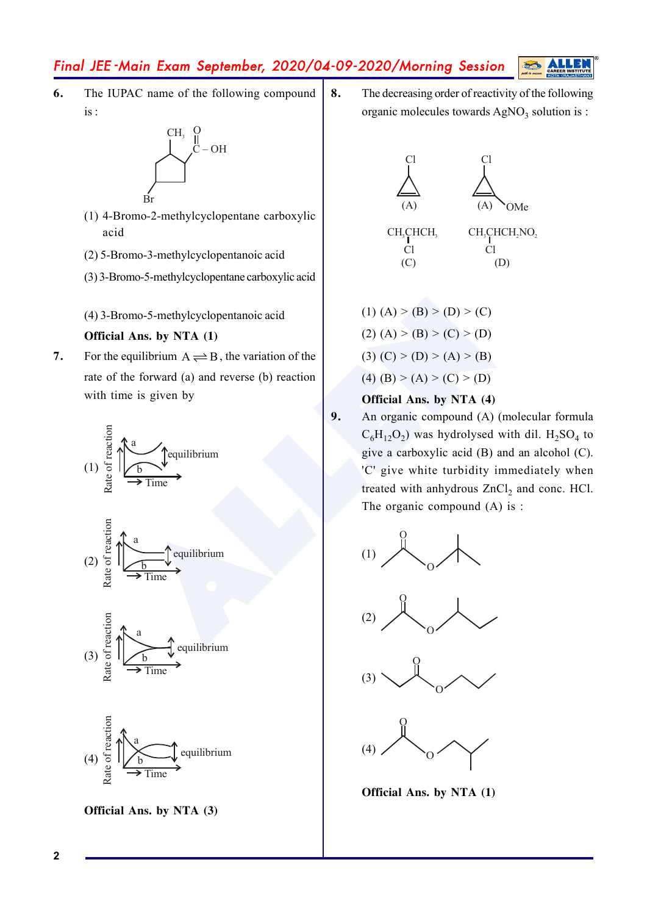**6.** The IUPAC name of the following compound is :

(1) 4-Bromo-2-methylcyclopentane carboxylic acid

(2) 5-Bromo-3-methylcyclopentanoic acid

(3) 3-Bromo-5-methylcyclopentane carboxylic acid

(4) 3-Bromo-5-methylcyclopentanoic acid

**Official Ans. by NTA (1)**

**7.** For the equilibrium $A \rightleftharpoons B$, the variation of the rate of the forward (a) and reverse (b) reaction with time is given by

(1)

(2)

(3)

(4)

**Official Ans. by NTA (3)**

**8.** The decreasing order of reactivity of the following organic molecules towards $AgNO_3$ solution is :

(A) (B) $CH_3CH(Cl)CH_3$ (C) $CH_3CH(Cl)CH_2NO_2$ (D)

(1) (A) > (B) > (D) > (C)

(2) (A) > (B) > (C) > (D)

(3) (C) > (D) > (A) > (B)

(4) (B) > (A) > (C) > (D)

**Official Ans. by NTA (4)**

**9.** An organic compound (A) (molecular formula $C_6H_{12}O_2$) was hydrolysed with dil. $H_2SO_4$ to give a carboxylic acid (B) and an alcohol (C). 'C' give white turbidity immediately when treated with anhydrous $ZnCl_2$ and conc. HCl. The organic compound (A) is :

(1)

(2)

(3)

(4)

**Official Ans. by NTA (1)**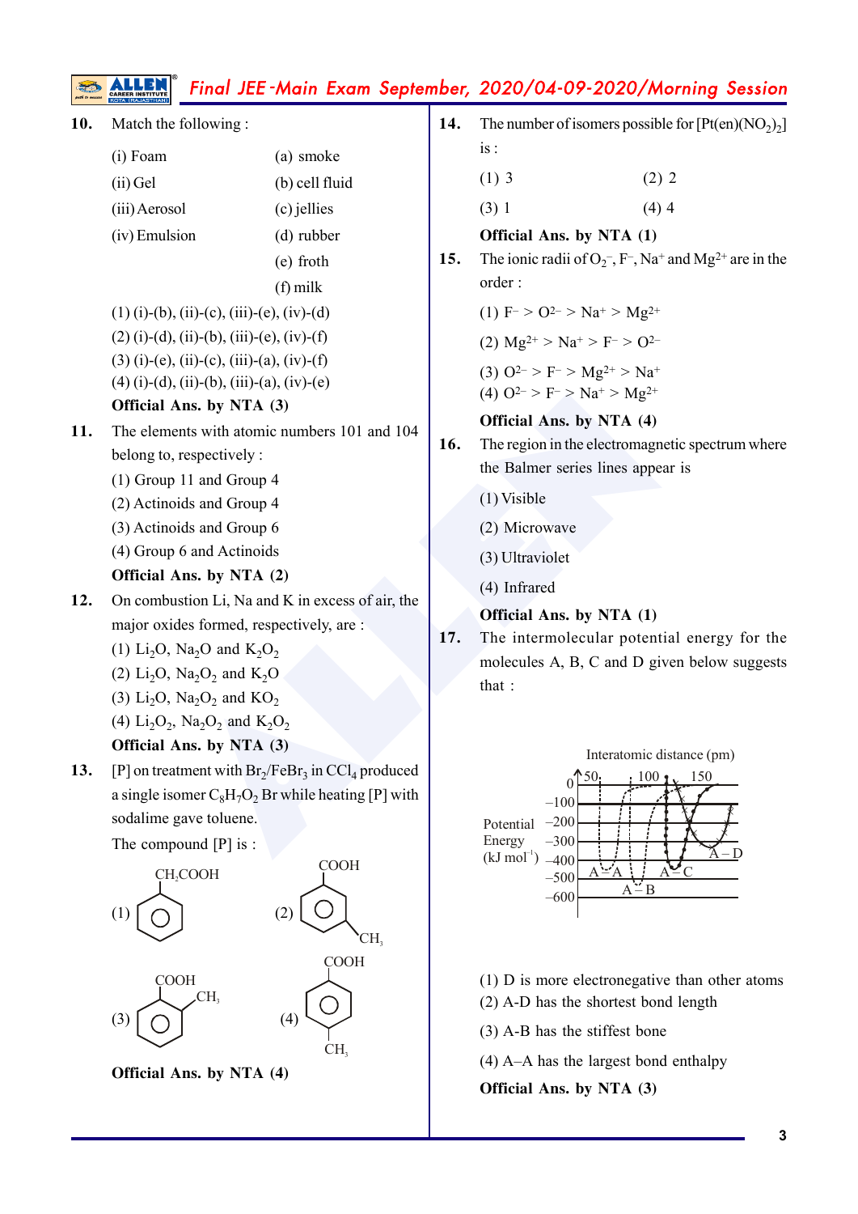**10.** Match the following :

| | |
|---|---|
| (i) Foam | (a) smoke |
| (ii) Gel | (b) cell fluid |
| (iii) Aerosol | (c) jellies |
| (iv) Emulsion | (d) rubber |
| | (e) froth |
| | (f) milk |

(1) (i)-(b), (ii)-(c), (iii)-(e), (iv)-(d)
(2) (i)-(d), (ii)-(b), (iii)-(e), (iv)-(f)
(3) (i)-(e), (ii)-(c), (iii)-(a), (iv)-(f)
(4) (i)-(d), (ii)-(b), (iii)-(a), (iv)-(e)

**Official Ans. by NTA (3)**

**11.** The elements with atomic numbers 101 and 104 belong to, respectively :

(1) Group 11 and Group 4
(2) Actinoids and Group 4
(3) Actinoids and Group 6
(4) Group 6 and Actinoids

**Official Ans. by NTA (2)**

**12.** On combustion Li, Na and K in excess of air, the major oxides formed, respectively, are :

(1) $Li_2O$, $Na_2O$ and $K_2O_2$
(2) $Li_2O$, $Na_2O_2$ and $K_2O$
(3) $Li_2O$, $Na_2O_2$ and $KO_2$
(4) $Li_2O_2$, $Na_2O_2$ and $K_2O_2$

**Official Ans. by NTA (3)**

**13.** [P] on treatment with $Br_2/FeBr_3$ in $CCl_4$ produced a single isomer $C_8H_7O_2Br$ while heating [P] with sodalime gave toluene.

The compound [P] is :

(1) Benzene ring with $CH_2COOH$
(2) Benzene ring with COOH and $CH_3$ (ortho)
(3) Benzene ring with COOH and $CH_3$ (meta)
(4) Benzene ring with COOH and $CH_3$ (para)

**Official Ans. by NTA (4)**

**14.** The number of isomers possible for $[Pt(en)(NO_2)_2]$ is :

(1) 3 (2) 2
(3) 1 (4) 4

**Official Ans. by NTA (1)**

**15.** The ionic radii of $O_2^-$, $F^-$, $Na^+$ and $Mg^{2+}$ are in the order :

(1) $F^- > O^{2-} > Na^+ > Mg^{2+}$
(2) $Mg^{2+} > Na^+ > F^- > O^{2-}$
(3) $O^{2-} > F^- > Mg^{2+} > Na^+$
(4) $O^{2-} > F^- > Na^+ > Mg^{2+}$

**Official Ans. by NTA (4)**

**16.** The region in the electromagnetic spectrum where the Balmer series lines appear is

(1) Visible
(2) Microwave
(3) Ultraviolet
(4) Infrared

**Official Ans. by NTA (1)**

**17.** The intermolecular potential energy for the molecules A, B, C and D given below suggests that :

Graph: Potential Energy (kJ mol$^{-1}$) (0 to –600) vs Interatomic distance (pm) (50, 100, 150); curves labelled A–A, A–B, A–C, A–D.

(1) D is more electronegative than other atoms
(2) A-D has the shortest bond length
(3) A-B has the stiffest bone
(4) A–A has the largest bond enthalpy

**Official Ans. by NTA (3)**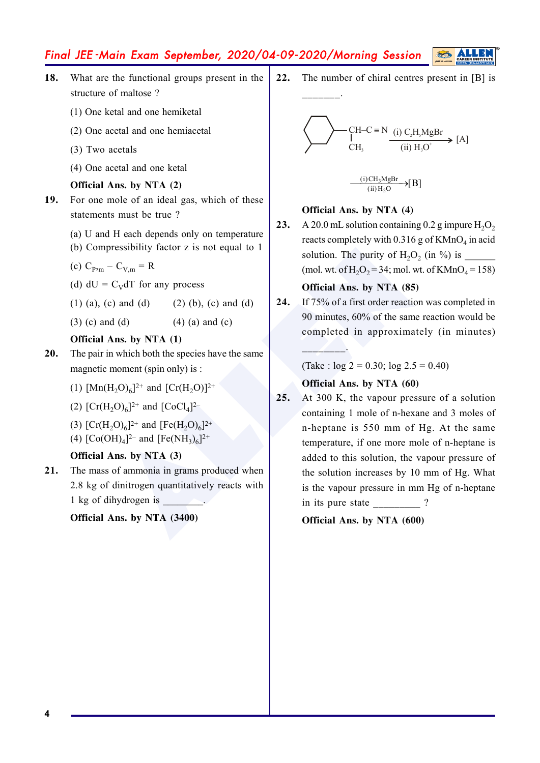**18.** What are the functional groups present in the structure of maltose ?

(1) One ketal and one hemiketal

(2) One acetal and one hemiacetal

(3) Two acetals

(4) One acetal and one ketal

**Official Ans. by NTA (2)**

**19.** For one mole of an ideal gas, which of these statements must be true ?

(a) U and H each depends only on temperature

(b) Compressibility factor z is not equal to 1

(c) $C_{P,m} - C_{V,m} = R$

(d) $dU = C_V dT$ for any process

(1) (a), (c) and (d) (2) (b), (c) and (d)

(3) (c) and (d) (4) (a) and (c)

**Official Ans. by NTA (1)**

**20.** The pair in which both the species have the same magnetic moment (spin only) is :

(1) $[Mn(H_2O)_6]^{2+}$ and $[Cr(H_2O)]^{2+}$

(2) $[Cr(H_2O)_6]^{2+}$ and $[CoCl_4]^{2-}$

(3) $[Cr(H_2O)_6]^{2+}$ and $[Fe(H_2O)_6]^{2+}$

(4) $[Co(OH)_4]^{2-}$ and $[Fe(NH_3)_6]^{2+}$

**Official Ans. by NTA (3)**

**21.** The mass of ammonia in grams produced when 2.8 kg of dinitrogen quantitatively reacts with 1 kg of dihydrogen is ________.

**Official Ans. by NTA (3400)**

**22.** The number of chiral centres present in [B] is ________.

Cyclohexyl–CH($CH_3$)–C≡N $\xrightarrow[\text{(ii) } H_3O^+]{\text{(i) } C_2H_5MgBr}$ [A] $\xrightarrow[\text{(ii) } H_2O]{\text{(i) } CH_3MgBr}$ [B]

**Official Ans. by NTA (4)**

**23.** A 20.0 mL solution containing 0.2 g impure $H_2O_2$ reacts completely with 0.316 g of $KMnO_4$ in acid solution. The purity of $H_2O_2$ (in %) is ______ (mol. wt. of $H_2O_2$ = 34; mol. wt. of $KMnO_4$ = 158)

**Official Ans. by NTA (85)**

**24.** If 75% of a first order reaction was completed in 90 minutes, 60% of the same reaction would be completed in approximately (in minutes) ________.

(Take : log 2 = 0.30; log 2.5 = 0.40)

**Official Ans. by NTA (60)**

**25.** At 300 K, the vapour pressure of a solution containing 1 mole of n-hexane and 3 moles of n-heptane is 550 mm of Hg. At the same temperature, if one more mole of n-heptane is added to this solution, the vapour pressure of the solution increases by 10 mm of Hg. What is the vapour pressure in mm Hg of n-heptane in its pure state _________ ?

**Official Ans. by NTA (600)**